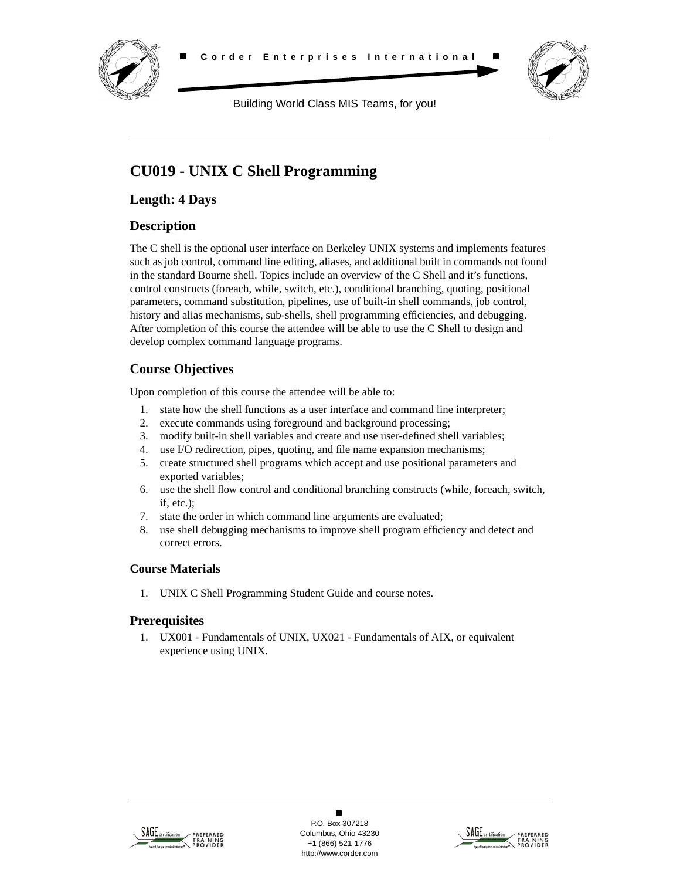Corder Enterprises International

Building World Class MIS Teams, for you!

# CU019 - UNIX C Shell Programming

## Length: 4 Days

## Description

The C shell is the optional user interface on Berkeley UNIX systems and implements features such as job control, command line editing, aliases, and additional built in commands not found in the standard Bourne shell. Topics include an overview of the C Shell and it's functions, control constructs (foreach, while, switch, etc.), conditional branching, quoting, positional parameters, command substitution, pipelines, use of built-in shell commands, job control, history and alias mechanisms, sub-shells, shell programming efficiencies, and debugging. After completion of this course the attendee will be able to use the C Shell to design and develop complex command language programs.

## Course Objectives

Upon completion of this course the attendee will be able to:

1. state how the shell functions as a user interface and command line interpreter;
2. execute commands using foreground and background processing;
3. modify built-in shell variables and create and use user-defined shell variables;
4. use I/O redirection, pipes, quoting, and file name expansion mechanisms;
5. create structured shell programs which accept and use positional parameters and exported variables;
6. use the shell flow control and conditional branching constructs (while, foreach, switch, if, etc.);
7. state the order in which command line arguments are evaluated;
8. use shell debugging mechanisms to improve shell program efficiency and detect and correct errors.

### Course Materials

1. UNIX C Shell Programming Student Guide and course notes.

## Prerequisites

1. UX001 - Fundamentals of UNIX, UX021 - Fundamentals of AIX, or equivalent experience using UNIX.

P.O. Box 307218
Columbus, Ohio 43230
+1 (866) 521-1776
http://www.corder.com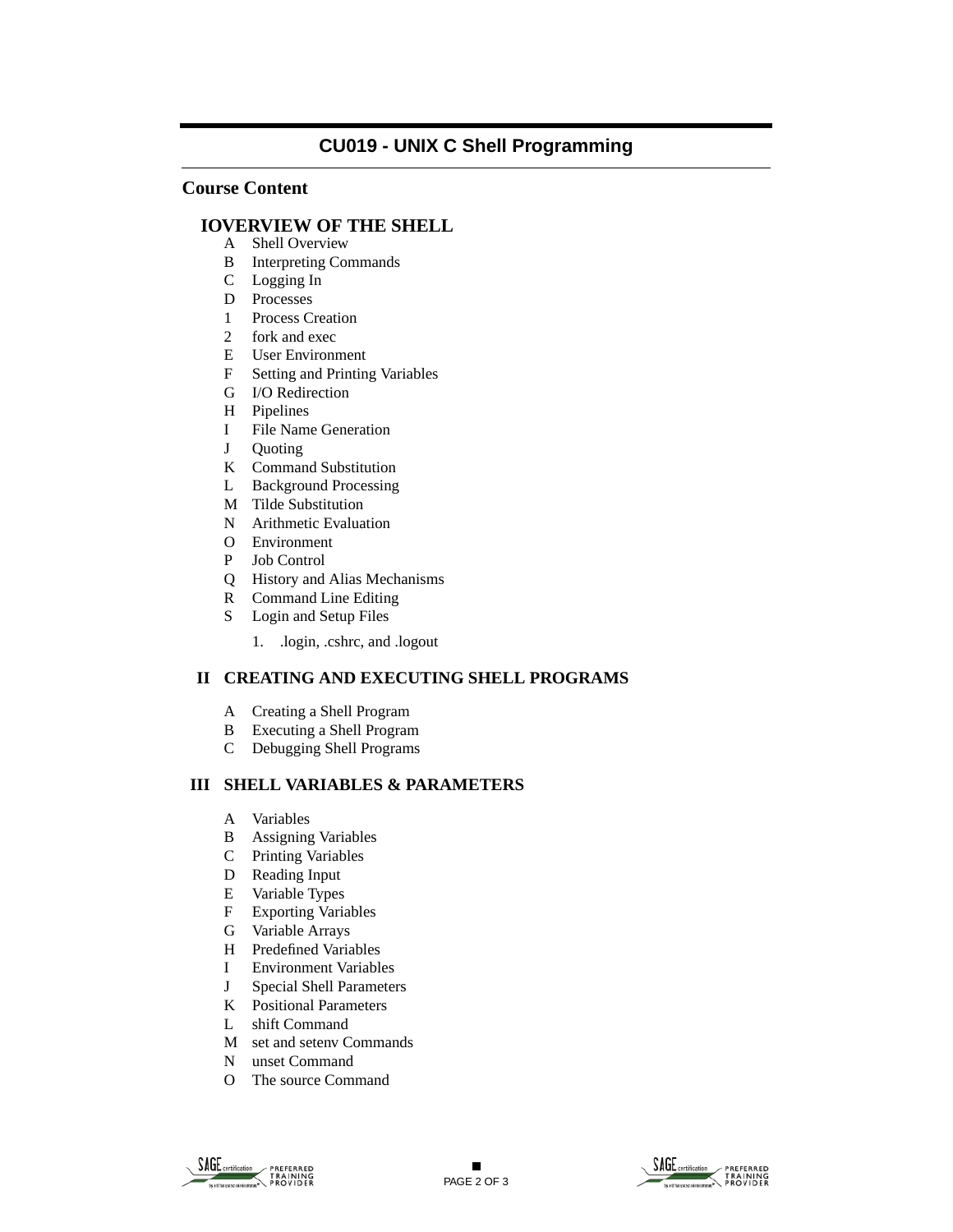# CU019 - UNIX C Shell Programming

## Course Content

### IOVERVIEW OF THE SHELL

- A Shell Overview
- B Interpreting Commands
- C Logging In
- D Processes
- 1 Process Creation
- 2 fork and exec
- E User Environment
- F Setting and Printing Variables
- G I/O Redirection
- H Pipelines
- I File Name Generation
- J Quoting
- K Command Substitution
- L Background Processing
- M Tilde Substitution
- N Arithmetic Evaluation
- O Environment
- P Job Control
- Q History and Alias Mechanisms
- R Command Line Editing
- S Login and Setup Files
    1. .login, .cshrc, and .logout

### II CREATING AND EXECUTING SHELL PROGRAMS

- A Creating a Shell Program
- B Executing a Shell Program
- C Debugging Shell Programs

### III SHELL VARIABLES & PARAMETERS

- A Variables
- B Assigning Variables
- C Printing Variables
- D Reading Input
- E Variable Types
- F Exporting Variables
- G Variable Arrays
- H Predefined Variables
- I Environment Variables
- J Special Shell Parameters
- K Positional Parameters
- L shift Command
- M set and setenv Commands
- N unset Command
- O The source Command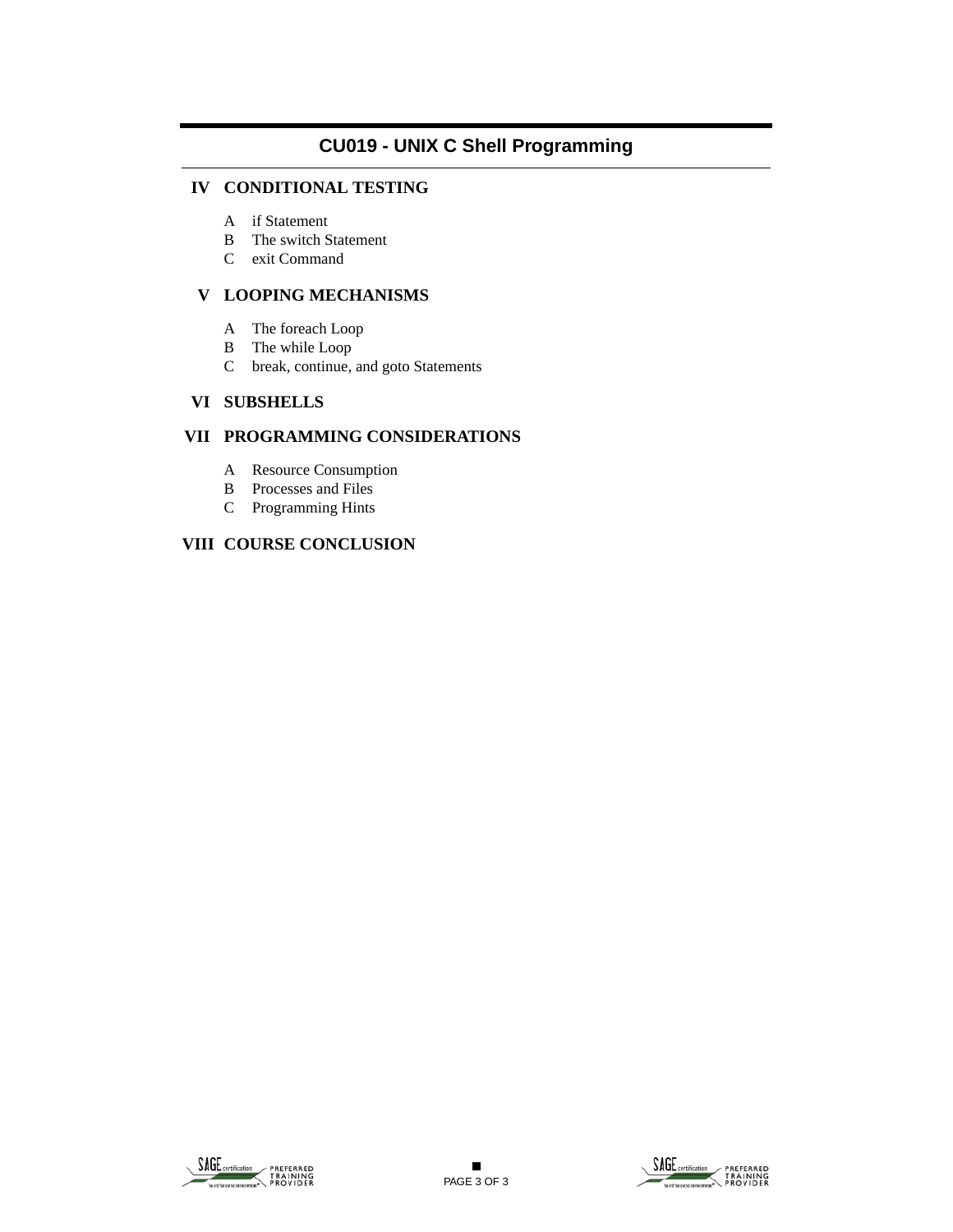# CU019 - UNIX C Shell Programming

## IV CONDITIONAL TESTING

- A if Statement
- B The switch Statement
- C exit Command

## V LOOPING MECHANISMS

- A The foreach Loop
- B The while Loop
- C break, continue, and goto Statements

## VI SUBSHELLS

## VII PROGRAMMING CONSIDERATIONS

- A Resource Consumption
- B Processes and Files
- C Programming Hints

## VIII COURSE CONCLUSION